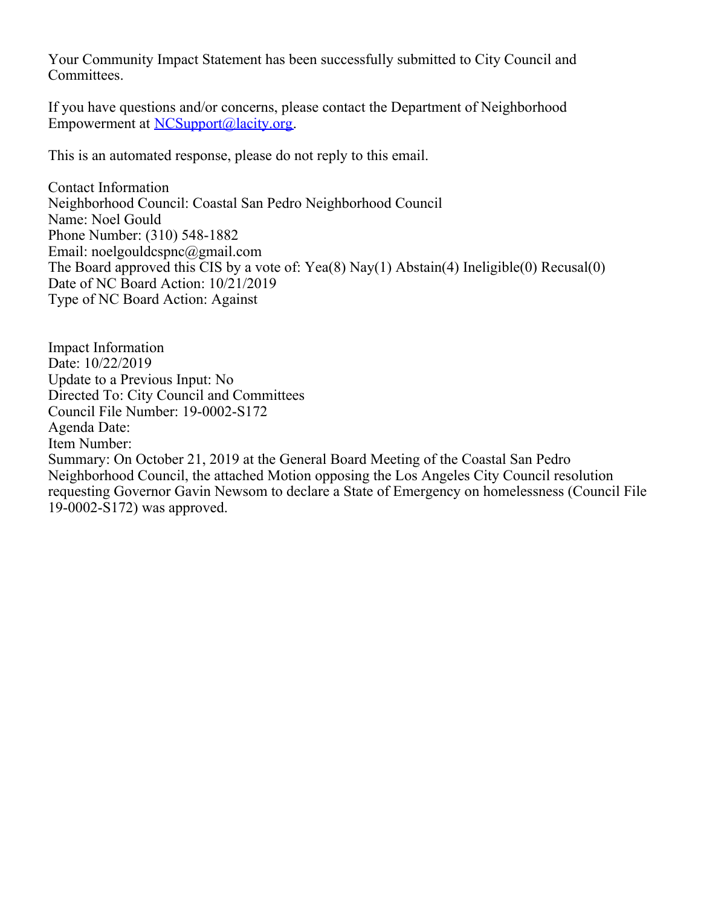Your Community Impact Statement has been successfully submitted to City Council and Committees.

If you have questions and/or concerns, please contact the Department of Neighborhood Empowerment at NCSupport@lacity.org.

This is an automated response, please do not reply to this email.

Contact Information
Neighborhood Council: Coastal San Pedro Neighborhood Council
Name: Noel Gould
Phone Number: (310) 548-1882
Email: noelgouldcspnc@gmail.com
The Board approved this CIS by a vote of: Yea(8) Nay(1) Abstain(4) Ineligible(0) Recusal(0)
Date of NC Board Action: 10/21/2019
Type of NC Board Action: Against

Impact Information
Date: 10/22/2019
Update to a Previous Input: No
Directed To: City Council and Committees
Council File Number: 19-0002-S172
Agenda Date:
Item Number:
Summary: On October 21, 2019 at the General Board Meeting of the Coastal San Pedro Neighborhood Council, the attached Motion opposing the Los Angeles City Council resolution requesting Governor Gavin Newsom to declare a State of Emergency on homelessness (Council File 19-0002-S172) was approved.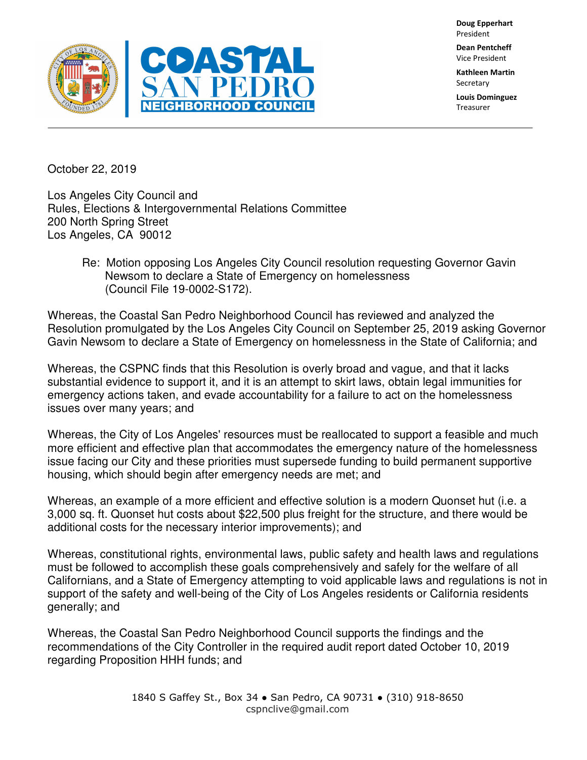**Doug Epperhart**
President

**Dean Pentcheff**
Vice President

**Kathleen Martin**
Secretary

**Louis Dominguez**
Treasurer

October 22, 2019

Los Angeles City Council and
Rules, Elections & Intergovernmental Relations Committee
200 North Spring Street
Los Angeles, CA 90012

Re: Motion opposing Los Angeles City Council resolution requesting Governor Gavin Newsom to declare a State of Emergency on homelessness (Council File 19-0002-S172).

Whereas, the Coastal San Pedro Neighborhood Council has reviewed and analyzed the Resolution promulgated by the Los Angeles City Council on September 25, 2019 asking Governor Gavin Newsom to declare a State of Emergency on homelessness in the State of California; and

Whereas, the CSPNC finds that this Resolution is overly broad and vague, and that it lacks substantial evidence to support it, and it is an attempt to skirt laws, obtain legal immunities for emergency actions taken, and evade accountability for a failure to act on the homelessness issues over many years; and

Whereas, the City of Los Angeles' resources must be reallocated to support a feasible and much more efficient and effective plan that accommodates the emergency nature of the homelessness issue facing our City and these priorities must supersede funding to build permanent supportive housing, which should begin after emergency needs are met; and

Whereas, an example of a more efficient and effective solution is a modern Quonset hut (i.e. a 3,000 sq. ft. Quonset hut costs about $22,500 plus freight for the structure, and there would be additional costs for the necessary interior improvements); and

Whereas, constitutional rights, environmental laws, public safety and health laws and regulations must be followed to accomplish these goals comprehensively and safely for the welfare of all Californians, and a State of Emergency attempting to void applicable laws and regulations is not in support of the safety and well-being of the City of Los Angeles residents or California residents generally; and

Whereas, the Coastal San Pedro Neighborhood Council supports the findings and the recommendations of the City Controller in the required audit report dated October 10, 2019 regarding Proposition HHH funds; and

1840 S Gaffey St., Box 34 • San Pedro, CA 90731 • (310) 918-8650
cspnclive@gmail.com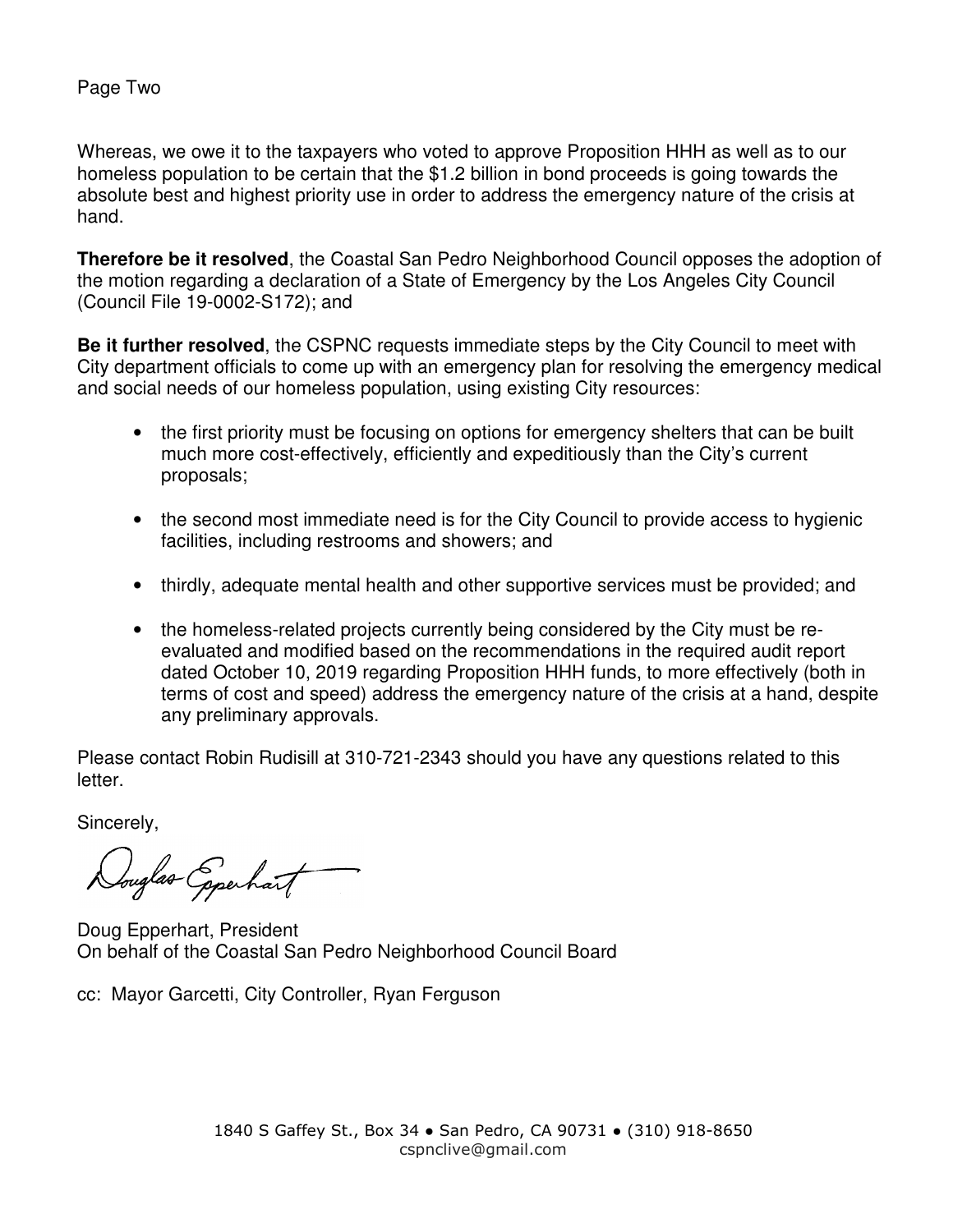Page Two

Whereas, we owe it to the taxpayers who voted to approve Proposition HHH as well as to our homeless population to be certain that the $1.2 billion in bond proceeds is going towards the absolute best and highest priority use in order to address the emergency nature of the crisis at hand.

**Therefore be it resolved**, the Coastal San Pedro Neighborhood Council opposes the adoption of the motion regarding a declaration of a State of Emergency by the Los Angeles City Council (Council File 19-0002-S172); and

**Be it further resolved**, the CSPNC requests immediate steps by the City Council to meet with City department officials to come up with an emergency plan for resolving the emergency medical and social needs of our homeless population, using existing City resources:

- the first priority must be focusing on options for emergency shelters that can be built much more cost-effectively, efficiently and expeditiously than the City's current proposals;
- the second most immediate need is for the City Council to provide access to hygienic facilities, including restrooms and showers; and
- thirdly, adequate mental health and other supportive services must be provided; and
- the homeless-related projects currently being considered by the City must be re-evaluated and modified based on the recommendations in the required audit report dated October 10, 2019 regarding Proposition HHH funds, to more effectively (both in terms of cost and speed) address the emergency nature of the crisis at a hand, despite any preliminary approvals.

Please contact Robin Rudisill at 310-721-2343 should you have any questions related to this letter.

Sincerely,

Douglas Epperhart

Doug Epperhart, President
On behalf of the Coastal San Pedro Neighborhood Council Board

cc: Mayor Garcetti, City Controller, Ryan Ferguson

1840 S Gaffey St., Box 34 • San Pedro, CA 90731 • (310) 918-8650
cspnclive@gmail.com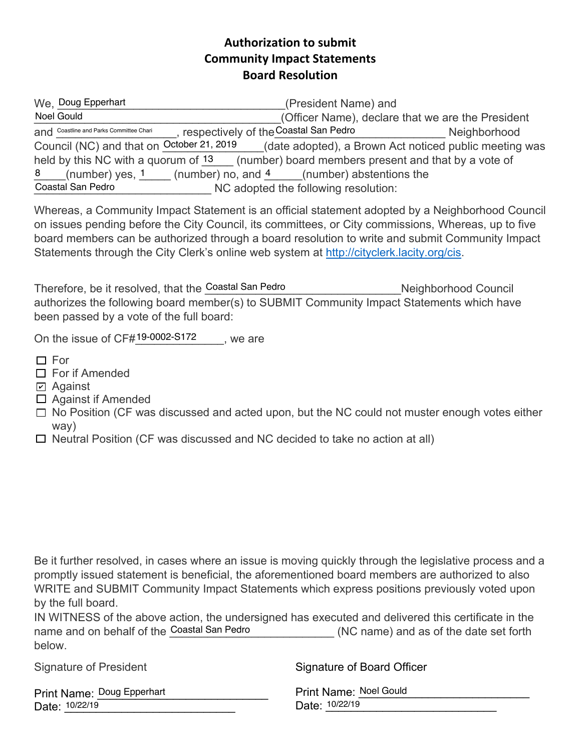# Authorization to submit Community Impact Statements Board Resolution

We, Doug Epperhart (President Name) and Noel Gould (Officer Name), declare that we are the President and Coastline and Parks Committee Chari, respectively of the Coastal San Pedro Neighborhood Council (NC) and that on October 21, 2019 (date adopted), a Brown Act noticed public meeting was held by this NC with a quorum of 13 (number) board members present and that by a vote of 8 (number) yes, 1 (number) no, and 4 (number) abstentions the Coastal San Pedro NC adopted the following resolution:

Whereas, a Community Impact Statement is an official statement adopted by a Neighborhood Council on issues pending before the City Council, its committees, or City commissions, Whereas, up to five board members can be authorized through a board resolution to write and submit Community Impact Statements through the City Clerk's online web system at http://cityclerk.lacity.org/cis.

Therefore, be it resolved, that the Coastal San Pedro Neighborhood Council authorizes the following board member(s) to SUBMIT Community Impact Statements which have been passed by a vote of the full board:

On the issue of CF#19-0002-S172, we are

- ☐ For
- ☐ For if Amended
- ☑ Against
- ☐ Against if Amended
- ☐ No Position (CF was discussed and acted upon, but the NC could not muster enough votes either way)
- ☐ Neutral Position (CF was discussed and NC decided to take no action at all)

Be it further resolved, in cases where an issue is moving quickly through the legislative process and a promptly issued statement is beneficial, the aforementioned board members are authorized to also WRITE and SUBMIT Community Impact Statements which express positions previously voted upon by the full board.

IN WITNESS of the above action, the undersigned has executed and delivered this certificate in the name and on behalf of the Coastal San Pedro (NC name) and as of the date set forth below.

Signature of President

Print Name: Doug Epperhart

Date: 10/22/19

Signature of Board Officer

Print Name: Noel Gould

Date: 10/22/19